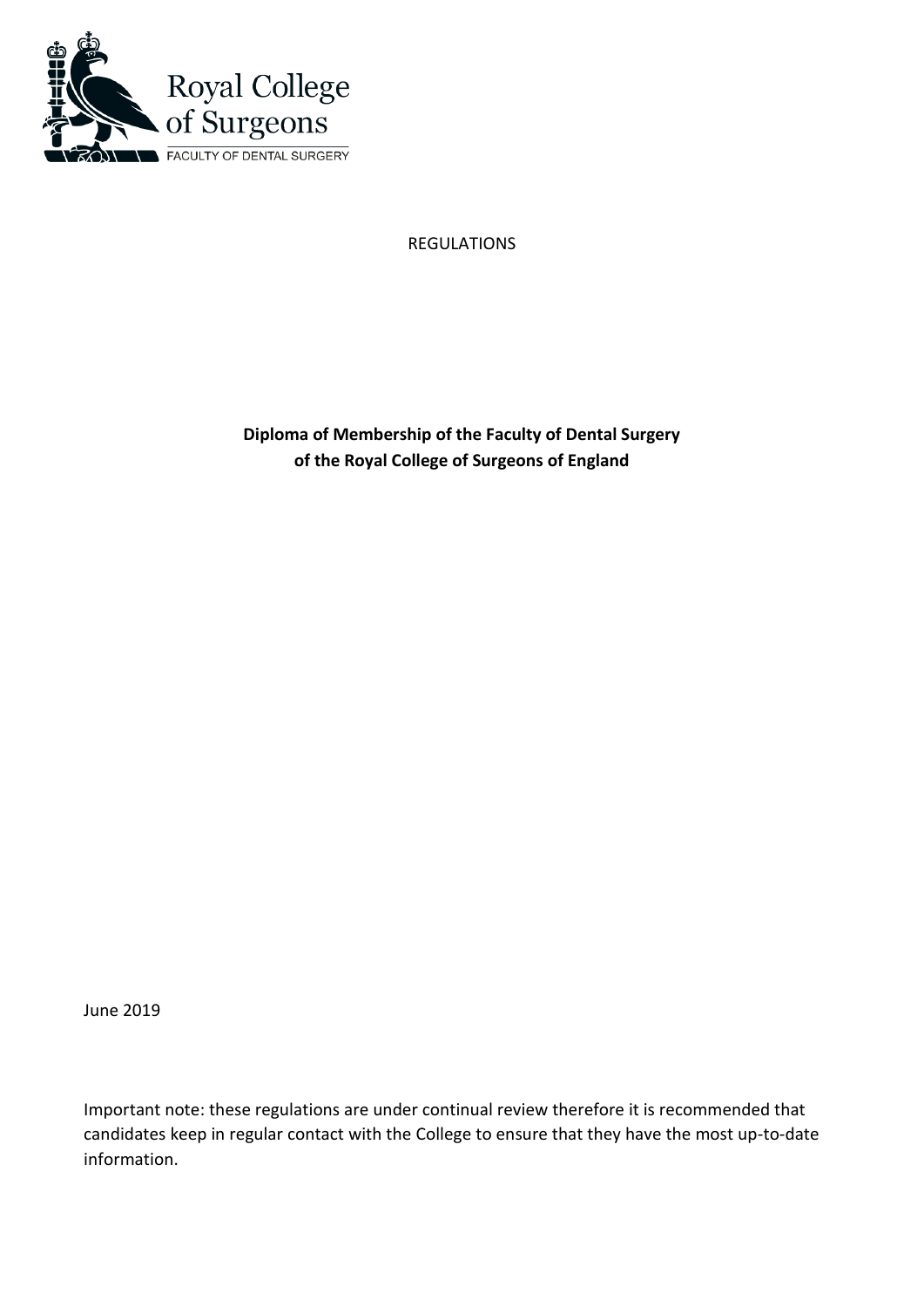Royal College of Surgeons

FACULTY OF DENTAL SURGERY

REGULATIONS

**Diploma of Membership of the Faculty of Dental Surgery of the Royal College of Surgeons of England**

June 2019

Important note: these regulations are under continual review therefore it is recommended that candidates keep in regular contact with the College to ensure that they have the most up-to-date information.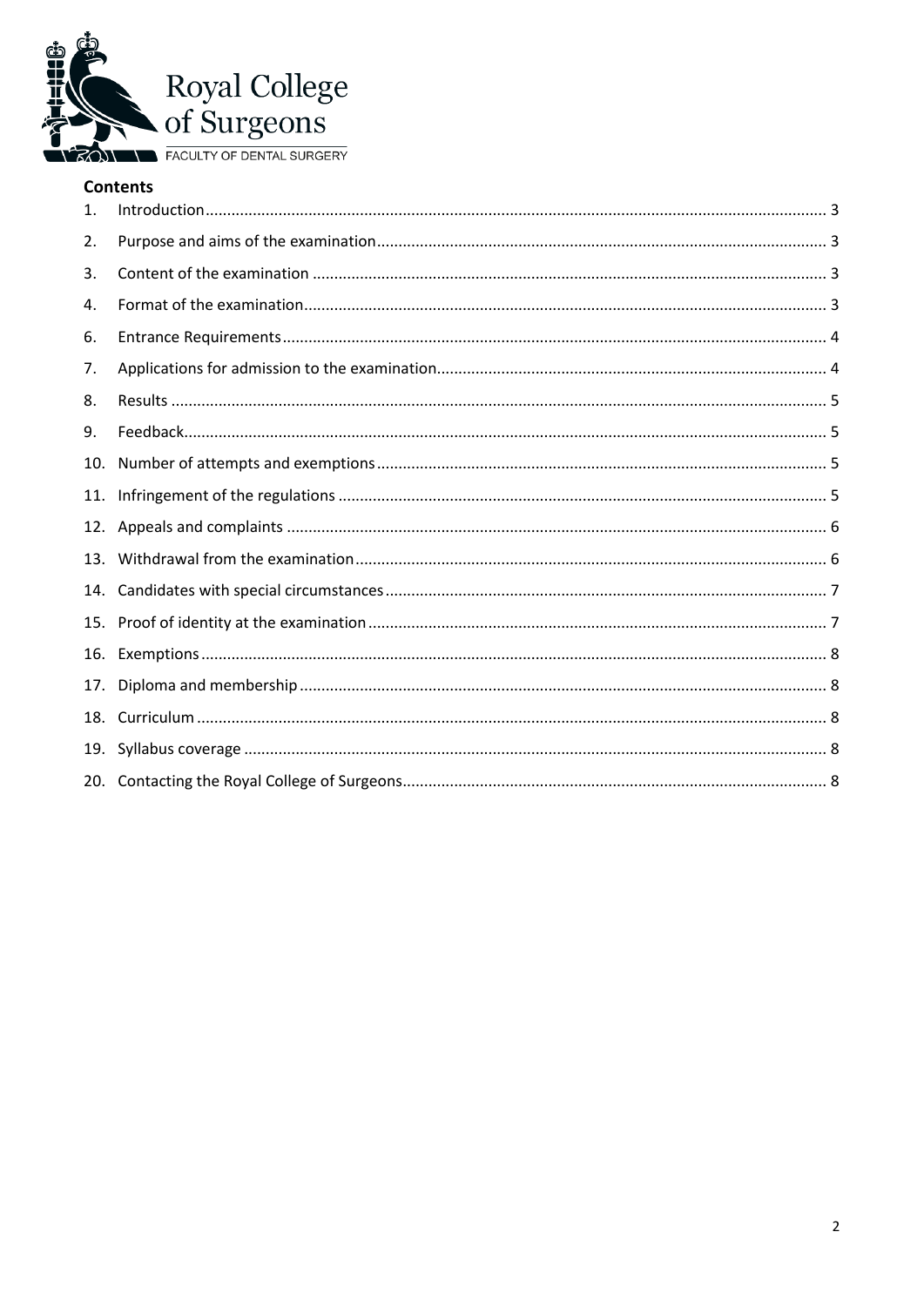## Contents

1. Introduction ........ 3
2. Purpose and aims of the examination ........ 3
3. Content of the examination ........ 3
4. Format of the examination ........ 3
6. Entrance Requirements ........ 4
7. Applications for admission to the examination ........ 4
8. Results ........ 5
9. Feedback ........ 5
10. Number of attempts and exemptions ........ 5
11. Infringement of the regulations ........ 5
12. Appeals and complaints ........ 6
13. Withdrawal from the examination ........ 6
14. Candidates with special circumstances ........ 7
15. Proof of identity at the examination ........ 7
16. Exemptions ........ 8
17. Diploma and membership ........ 8
18. Curriculum ........ 8
19. Syllabus coverage ........ 8
20. Contacting the Royal College of Surgeons ........ 8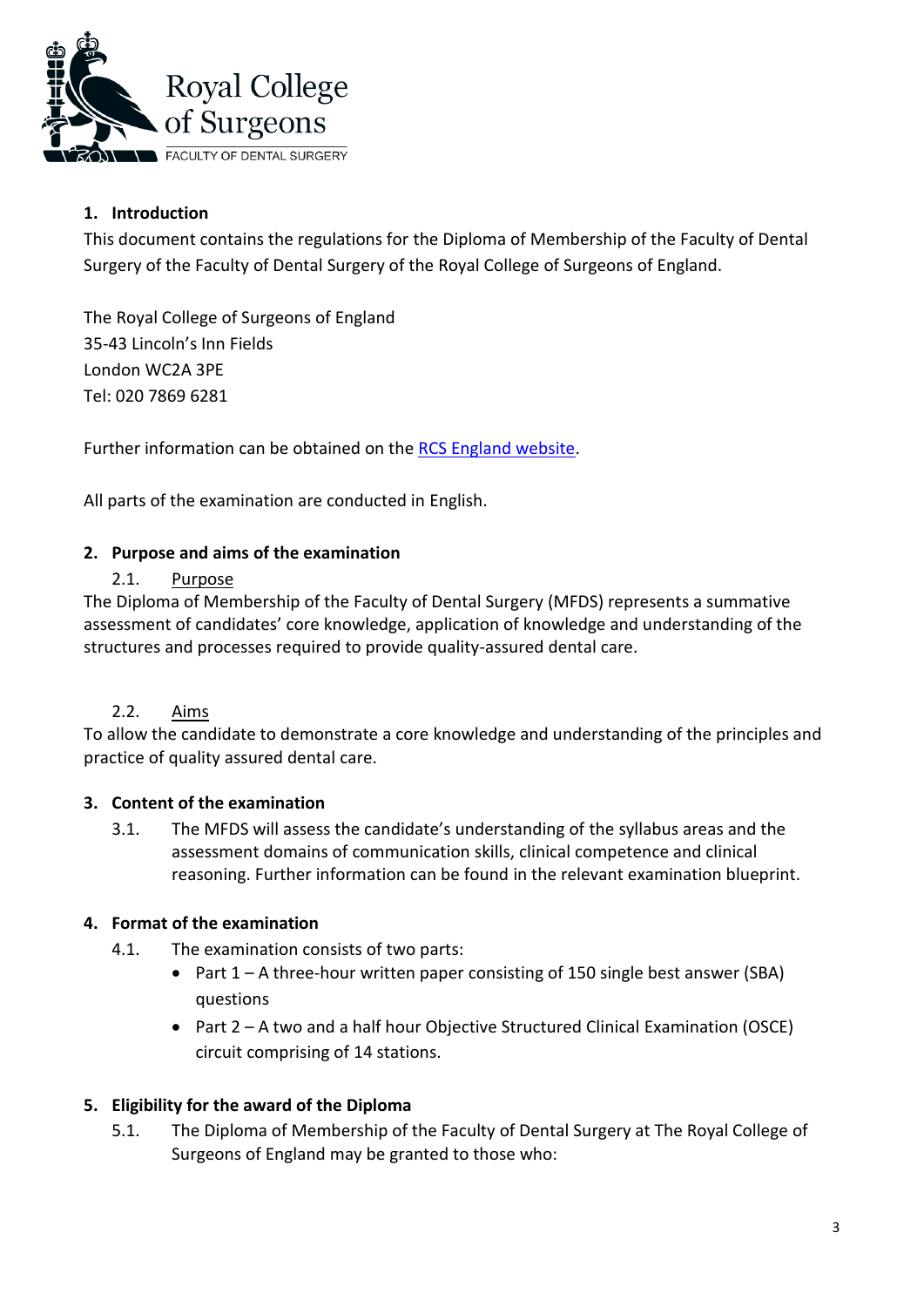## 1. Introduction

This document contains the regulations for the Diploma of Membership of the Faculty of Dental Surgery of the Faculty of Dental Surgery of the Royal College of Surgeons of England.

The Royal College of Surgeons of England
35-43 Lincoln's Inn Fields
London WC2A 3PE
Tel: 020 7869 6281

Further information can be obtained on the [RCS England website](#).

All parts of the examination are conducted in English.

## 2. Purpose and aims of the examination

### 2.1. Purpose

The Diploma of Membership of the Faculty of Dental Surgery (MFDS) represents a summative assessment of candidates' core knowledge, application of knowledge and understanding of the structures and processes required to provide quality-assured dental care.

### 2.2. Aims

To allow the candidate to demonstrate a core knowledge and understanding of the principles and practice of quality assured dental care.

## 3. Content of the examination

3.1. The MFDS will assess the candidate's understanding of the syllabus areas and the assessment domains of communication skills, clinical competence and clinical reasoning. Further information can be found in the relevant examination blueprint.

## 4. Format of the examination

4.1. The examination consists of two parts:

- Part 1 – A three-hour written paper consisting of 150 single best answer (SBA) questions
- Part 2 – A two and a half hour Objective Structured Clinical Examination (OSCE) circuit comprising of 14 stations.

## 5. Eligibility for the award of the Diploma

5.1. The Diploma of Membership of the Faculty of Dental Surgery at The Royal College of Surgeons of England may be granted to those who: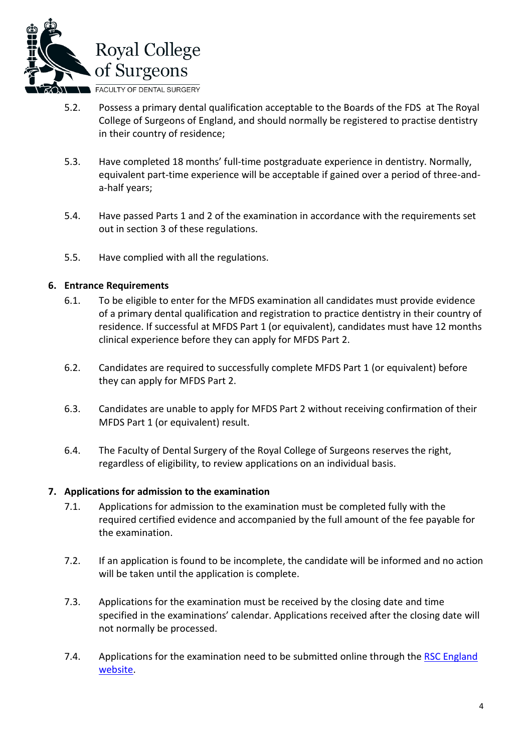5.2. Possess a primary dental qualification acceptable to the Boards of the FDS at The Royal College of Surgeons of England, and should normally be registered to practise dentistry in their country of residence;

5.3. Have completed 18 months' full-time postgraduate experience in dentistry. Normally, equivalent part-time experience will be acceptable if gained over a period of three-and-a-half years;

5.4. Have passed Parts 1 and 2 of the examination in accordance with the requirements set out in section 3 of these regulations.

5.5. Have complied with all the regulations.

### 6. Entrance Requirements

6.1. To be eligible to enter for the MFDS examination all candidates must provide evidence of a primary dental qualification and registration to practice dentistry in their country of residence. If successful at MFDS Part 1 (or equivalent), candidates must have 12 months clinical experience before they can apply for MFDS Part 2.

6.2. Candidates are required to successfully complete MFDS Part 1 (or equivalent) before they can apply for MFDS Part 2.

6.3. Candidates are unable to apply for MFDS Part 2 without receiving confirmation of their MFDS Part 1 (or equivalent) result.

6.4. The Faculty of Dental Surgery of the Royal College of Surgeons reserves the right, regardless of eligibility, to review applications on an individual basis.

### 7. Applications for admission to the examination

7.1. Applications for admission to the examination must be completed fully with the required certified evidence and accompanied by the full amount of the fee payable for the examination.

7.2. If an application is found to be incomplete, the candidate will be informed and no action will be taken until the application is complete.

7.3. Applications for the examination must be received by the closing date and time specified in the examinations' calendar. Applications received after the closing date will not normally be processed.

7.4. Applications for the examination need to be submitted online through the RSC England website.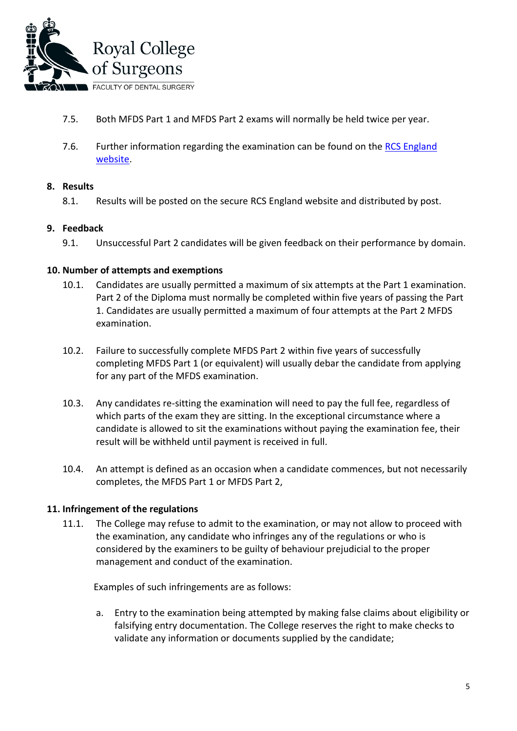7.5. Both MFDS Part 1 and MFDS Part 2 exams will normally be held twice per year.

7.6. Further information regarding the examination can be found on the [RCS England website](#).

## 8. Results

8.1. Results will be posted on the secure RCS England website and distributed by post.

## 9. Feedback

9.1. Unsuccessful Part 2 candidates will be given feedback on their performance by domain.

## 10. Number of attempts and exemptions

10.1. Candidates are usually permitted a maximum of six attempts at the Part 1 examination. Part 2 of the Diploma must normally be completed within five years of passing the Part 1. Candidates are usually permitted a maximum of four attempts at the Part 2 MFDS examination.

10.2. Failure to successfully complete MFDS Part 2 within five years of successfully completing MFDS Part 1 (or equivalent) will usually debar the candidate from applying for any part of the MFDS examination.

10.3. Any candidates re-sitting the examination will need to pay the full fee, regardless of which parts of the exam they are sitting. In the exceptional circumstance where a candidate is allowed to sit the examinations without paying the examination fee, their result will be withheld until payment is received in full.

10.4. An attempt is defined as an occasion when a candidate commences, but not necessarily completes, the MFDS Part 1 or MFDS Part 2,

## 11. Infringement of the regulations

11.1. The College may refuse to admit to the examination, or may not allow to proceed with the examination, any candidate who infringes any of the regulations or who is considered by the examiners to be guilty of behaviour prejudicial to the proper management and conduct of the examination.

Examples of such infringements are as follows:

a. Entry to the examination being attempted by making false claims about eligibility or falsifying entry documentation. The College reserves the right to make checks to validate any information or documents supplied by the candidate;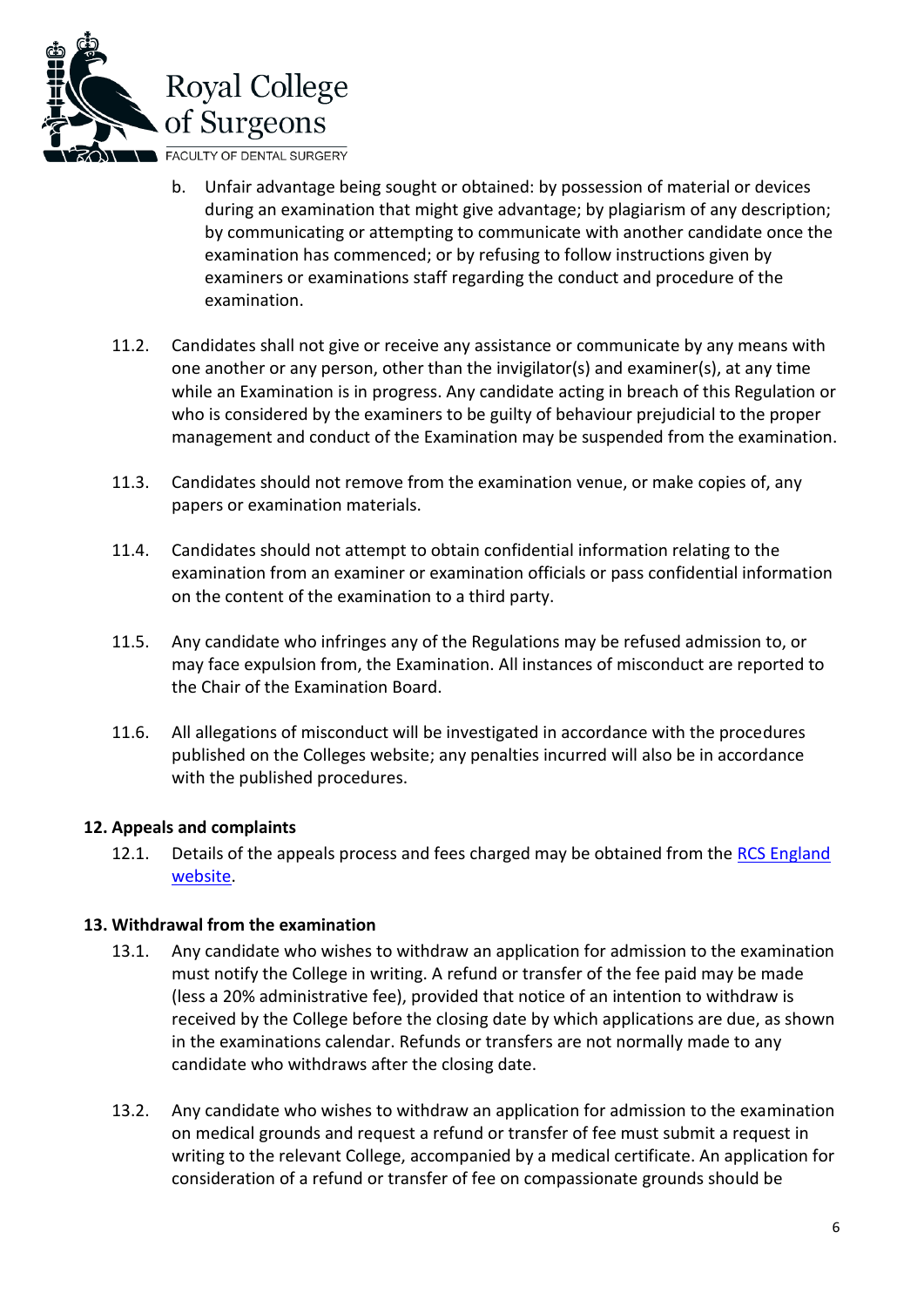b. Unfair advantage being sought or obtained: by possession of material or devices during an examination that might give advantage; by plagiarism of any description; by communicating or attempting to communicate with another candidate once the examination has commenced; or by refusing to follow instructions given by examiners or examinations staff regarding the conduct and procedure of the examination.

11.2. Candidates shall not give or receive any assistance or communicate by any means with one another or any person, other than the invigilator(s) and examiner(s), at any time while an Examination is in progress. Any candidate acting in breach of this Regulation or who is considered by the examiners to be guilty of behaviour prejudicial to the proper management and conduct of the Examination may be suspended from the examination.

11.3. Candidates should not remove from the examination venue, or make copies of, any papers or examination materials.

11.4. Candidates should not attempt to obtain confidential information relating to the examination from an examiner or examination officials or pass confidential information on the content of the examination to a third party.

11.5. Any candidate who infringes any of the Regulations may be refused admission to, or may face expulsion from, the Examination. All instances of misconduct are reported to the Chair of the Examination Board.

11.6. All allegations of misconduct will be investigated in accordance with the procedures published on the Colleges website; any penalties incurred will also be in accordance with the published procedures.

**12. Appeals and complaints**

12.1. Details of the appeals process and fees charged may be obtained from the RCS England website.

**13. Withdrawal from the examination**

13.1. Any candidate who wishes to withdraw an application for admission to the examination must notify the College in writing. A refund or transfer of the fee paid may be made (less a 20% administrative fee), provided that notice of an intention to withdraw is received by the College before the closing date by which applications are due, as shown in the examinations calendar. Refunds or transfers are not normally made to any candidate who withdraws after the closing date.

13.2. Any candidate who wishes to withdraw an application for admission to the examination on medical grounds and request a refund or transfer of fee must submit a request in writing to the relevant College, accompanied by a medical certificate. An application for consideration of a refund or transfer of fee on compassionate grounds should be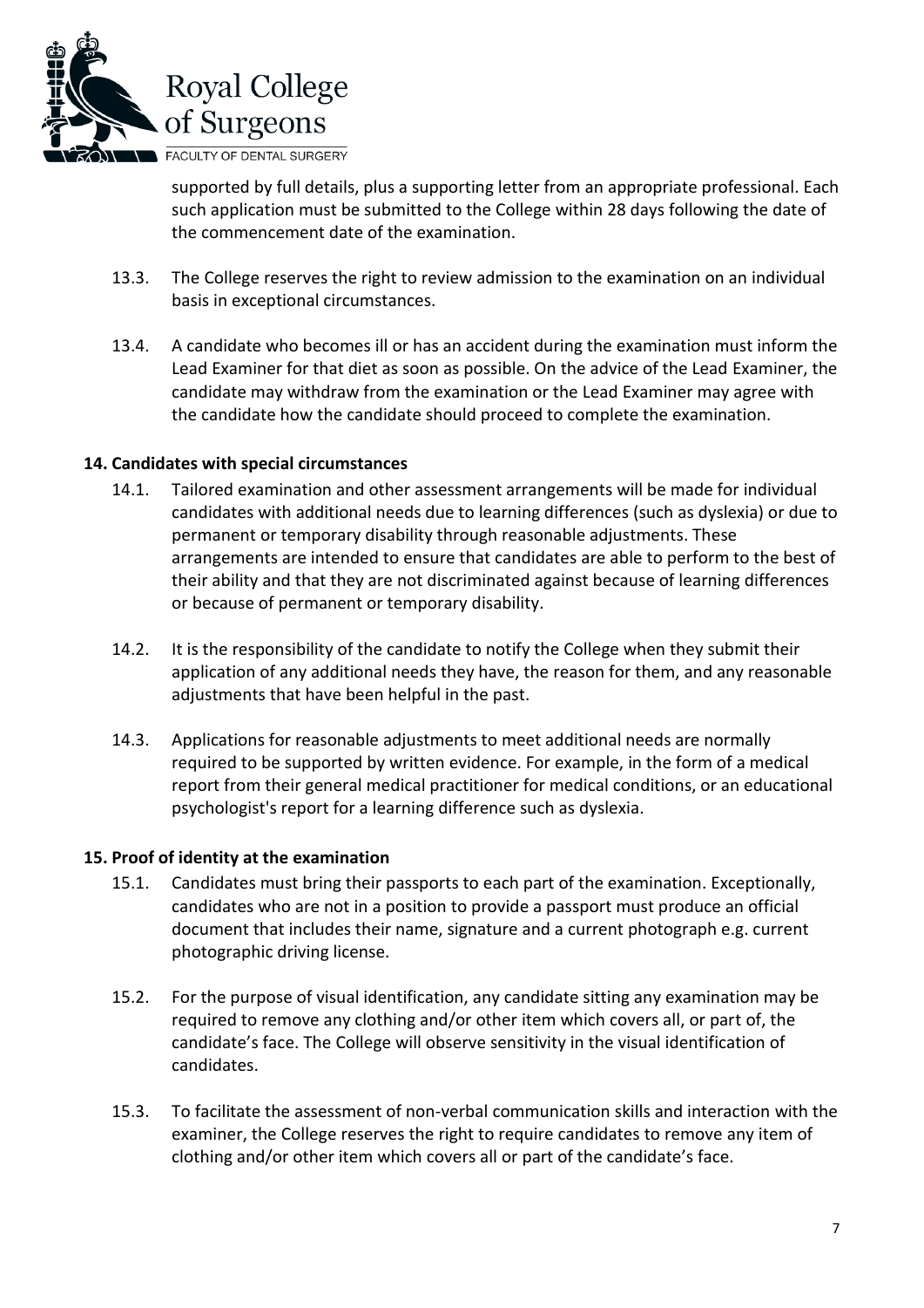supported by full details, plus a supporting letter from an appropriate professional. Each such application must be submitted to the College within 28 days following the date of the commencement date of the examination.

13.3. The College reserves the right to review admission to the examination on an individual basis in exceptional circumstances.

13.4. A candidate who becomes ill or has an accident during the examination must inform the Lead Examiner for that diet as soon as possible. On the advice of the Lead Examiner, the candidate may withdraw from the examination or the Lead Examiner may agree with the candidate how the candidate should proceed to complete the examination.

**14. Candidates with special circumstances**

14.1. Tailored examination and other assessment arrangements will be made for individual candidates with additional needs due to learning differences (such as dyslexia) or due to permanent or temporary disability through reasonable adjustments. These arrangements are intended to ensure that candidates are able to perform to the best of their ability and that they are not discriminated against because of learning differences or because of permanent or temporary disability.

14.2. It is the responsibility of the candidate to notify the College when they submit their application of any additional needs they have, the reason for them, and any reasonable adjustments that have been helpful in the past.

14.3. Applications for reasonable adjustments to meet additional needs are normally required to be supported by written evidence. For example, in the form of a medical report from their general medical practitioner for medical conditions, or an educational psychologist's report for a learning difference such as dyslexia.

**15. Proof of identity at the examination**

15.1. Candidates must bring their passports to each part of the examination. Exceptionally, candidates who are not in a position to provide a passport must produce an official document that includes their name, signature and a current photograph e.g. current photographic driving license.

15.2. For the purpose of visual identification, any candidate sitting any examination may be required to remove any clothing and/or other item which covers all, or part of, the candidate's face. The College will observe sensitivity in the visual identification of candidates.

15.3. To facilitate the assessment of non-verbal communication skills and interaction with the examiner, the College reserves the right to require candidates to remove any item of clothing and/or other item which covers all or part of the candidate's face.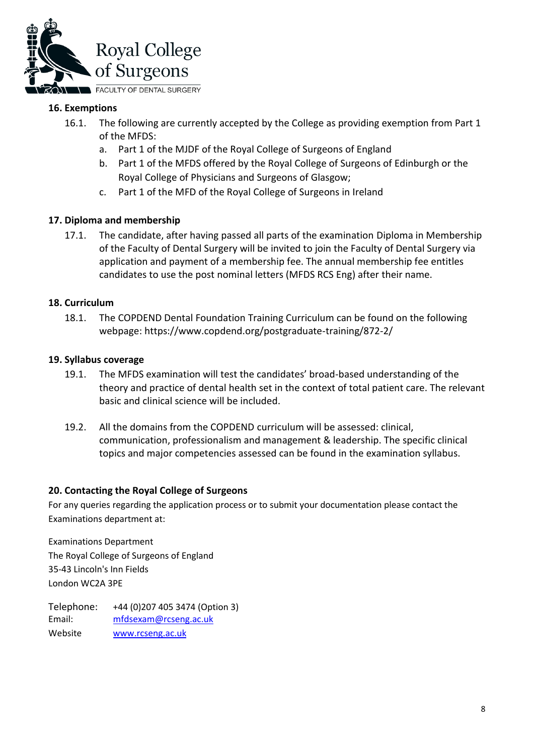## 16. Exemptions

16.1. The following are currently accepted by the College as providing exemption from Part 1 of the MFDS:

a. Part 1 of the MJDF of the Royal College of Surgeons of England
b. Part 1 of the MFDS offered by the Royal College of Surgeons of Edinburgh or the Royal College of Physicians and Surgeons of Glasgow;
c. Part 1 of the MFD of the Royal College of Surgeons in Ireland

## 17. Diploma and membership

17.1. The candidate, after having passed all parts of the examination Diploma in Membership of the Faculty of Dental Surgery will be invited to join the Faculty of Dental Surgery via application and payment of a membership fee. The annual membership fee entitles candidates to use the post nominal letters (MFDS RCS Eng) after their name.

## 18. Curriculum

18.1. The COPDEND Dental Foundation Training Curriculum can be found on the following webpage: https://www.copdend.org/postgraduate-training/872-2/

## 19. Syllabus coverage

19.1. The MFDS examination will test the candidates' broad-based understanding of the theory and practice of dental health set in the context of total patient care. The relevant basic and clinical science will be included.

19.2. All the domains from the COPDEND curriculum will be assessed: clinical, communication, professionalism and management & leadership. The specific clinical topics and major competencies assessed can be found in the examination syllabus.

## 20. Contacting the Royal College of Surgeons

For any queries regarding the application process or to submit your documentation please contact the Examinations department at:

Examinations Department
The Royal College of Surgeons of England
35-43 Lincoln's Inn Fields
London WC2A 3PE

Telephone: +44 (0)207 405 3474 (Option 3)
Email: mfdsexam@rcseng.ac.uk
Website www.rcseng.ac.uk